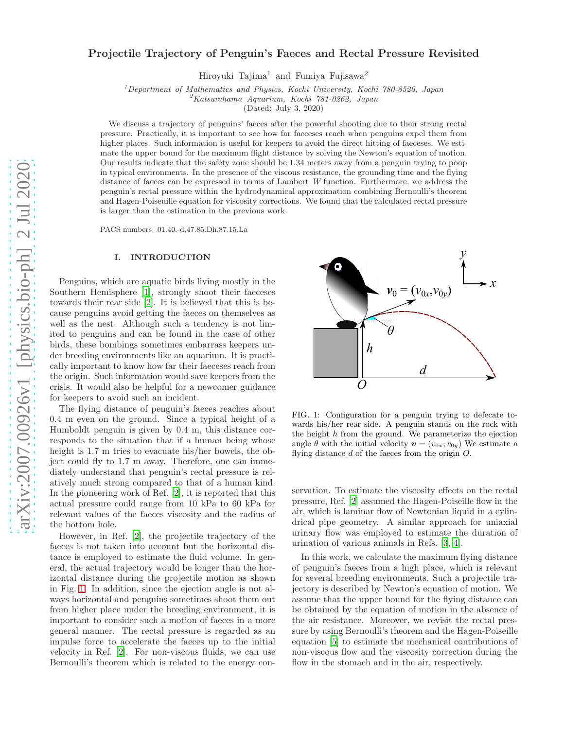# Projectile Trajectory of Penguin's Faeces and Rectal Pressure Revisited

Hiroyuki Tajima[1] and Fumiya Fujisawa[2]

[1]*Department of Mathematics and Physics, Kochi University, Kochi 780-8520, Japan*
[2]*Katsurahama Aquarium, Kochi 781-0262, Japan*

(Dated: July 3, 2020)

We discuss a trajectory of penguins' faeces after the powerful shooting due to their strong rectal pressure. Practically, it is important to see how far faeceses reach when penguins expel them from higher places. Such information is useful for keepers to avoid the direct hitting of faeceses. We estimate the upper bound for the maximum flight distance by solving the Newton's equation of motion. Our results indicate that the safety zone should be 1.34 meters away from a penguin trying to poop in typical environments. In the presence of the viscous resistance, the grounding time and the flying distance of faeces can be expressed in terms of Lambert $W$ function. Furthermore, we address the penguin's rectal pressure within the hydrodynamical approximation combining Bernoulli's theorem and Hagen-Poiseuille equation for viscosity corrections. We found that the calculated rectal pressure is larger than the estimation in the previous work.

PACS numbers: 01.40.-d,47.85.Dh,87.15.La

## I. INTRODUCTION

Penguins, which are aquatic birds living mostly in the Southern Hemisphere [1], strongly shoot their faeceses towards their rear side [2]. It is believed that this is because penguins avoid getting the faeces on themselves as well as the nest. Although such a tendency is not limited to penguins and can be found in the case of other birds, these bombings sometimes embarrass keepers under breeding environments like an aquarium. It is practically important to know how far their faeceses reach from the origin. Such information would save keepers from the crisis. It would also be helpful for a newcomer guidance for keepers to avoid such an incident.

The flying distance of penguin's faeces reaches about 0.4 m even on the ground. Since a typical height of a Humboldt penguin is given by 0.4 m, this distance corresponds to the situation that if a human being whose height is 1.7 m tries to evacuate his/her bowels, the object could fly to 1.7 m away. Therefore, one can immediately understand that penguin's rectal pressure is relatively much strong compared to that of a human kind. In the pioneering work of Ref. [2], it is reported that this actual pressure could range from 10 kPa to 60 kPa for relevant values of the faeces viscosity and the radius of the bottom hole.

However, in Ref. [2], the projectile trajectory of the faeces is not taken into account but the horizontal distance is employed to estimate the fluid volume. In general, the actual trajectory would be longer than the horizontal distance during the projectile motion as shown in Fig. 1. In addition, since the ejection angle is not always horizontal and penguins sometimes shoot them out from higher place under the breeding environment, it is important to consider such a motion of faeces in a more general manner. The rectal pressure is regarded as an impulse force to accelerate the faeces up to the initial velocity in Ref. [2]. For non-viscous fluids, we can use Bernoulli's theorem which is related to the energy conservation. To estimate the viscosity effects on the rectal pressure, Ref. [2] assumed the Hagen-Poiseille flow in the air, which is laminar flow of Newtonian liquid in a cylindrical pipe geometry. A similar approach for uniaxial urinary flow was employed to estimate the duration of urination of various animals in Refs. [3, 4].

FIG. 1: Configuration for a penguin trying to defecate towards his/her rear side. A penguin stands on the rock with the height $h$ from the ground. We parameterize the ejection angle $\theta$ with the initial velocity $\boldsymbol{v} = (v_{0x}, v_{0y})$ We estimate a flying distance $d$ of the faeces from the origin $O$.

In this work, we calculate the maximum flying distance of penguin's faeces from a high place, which is relevant for several breeding environments. Such a projectile trajectory is described by Newton's equation of motion. We assume that the upper bound for the flying distance can be obtained by the equation of motion in the absence of the air resistance. Moreover, we revisit the rectal pressure by using Bernoulli's theorem and the Hagen-Poiseille equation [5] to estimate the mechanical contributions of non-viscous flow and the viscosity correction during the flow in the stomach and in the air, respectively.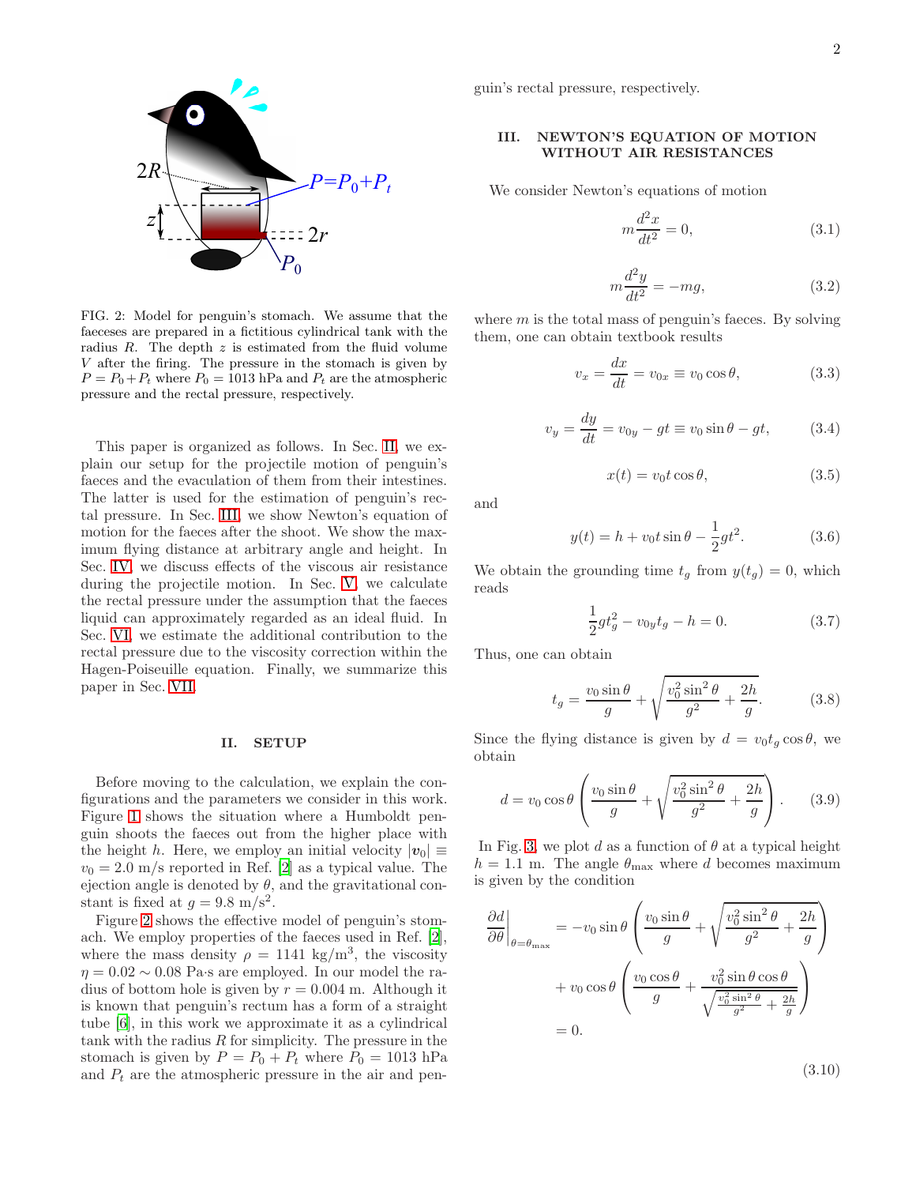FIG. 2: Model for penguin's stomach. We assume that the faeceses are prepared in a fictitious cylindrical tank with the radius $R$. The depth $z$ is estimated from the fluid volume $V$ after the firing. The pressure in the stomach is given by $P = P_0 + P_t$ where $P_0 = 1013$ hPa and $P_t$ are the atmospheric pressure and the rectal pressure, respectively.

This paper is organized as follows. In Sec. II, we explain our setup for the projectile motion of penguin's faeces and the evaculation of them from their intestines. The latter is used for the estimation of penguin's rectal pressure. In Sec. III, we show Newton's equation of motion for the faeces after the shoot. We show the maximum flying distance at arbitrary angle and height. In Sec. IV, we discuss effects of the viscous air resistance during the projectile motion. In Sec. V, we calculate the rectal pressure under the assumption that the faeces liquid can approximately regarded as an ideal fluid. In Sec. VI, we estimate the additional contribution to the rectal pressure due to the viscosity correction within the Hagen-Poiseuille equation. Finally, we summarize this paper in Sec. VII.

## II. SETUP

Before moving to the calculation, we explain the configurations and the parameters we consider in this work. Figure 1 shows the situation where a Humboldt penguin shoots the faeces out from the higher place with the height $h$. Here, we employ an initial velocity $|\boldsymbol{v}_0| \equiv v_0 = 2.0$ m/s reported in Ref. [2] as a typical value. The ejection angle is denoted by $\theta$, and the gravitational constant is fixed at $g = 9.8$ m/s$^2$.

Figure 2 shows the effective model of penguin's stomach. We employ properties of the faeces used in Ref. [2], where the mass density $\rho = 1141$ kg/m$^3$, the viscosity $\eta = 0.02 \sim 0.08$ Pa·s are employed. In our model the radius of bottom hole is given by $r = 0.004$ m. Although it is known that penguin's rectum has a form of a straight tube [6], in this work we approximate it as a cylindrical tank with the radius $R$ for simplicity. The pressure in the stomach is given by $P = P_0 + P_t$ where $P_0 = 1013$ hPa and $P_t$ are the atmospheric pressure in the air and penguin's rectal pressure, respectively.

## III. NEWTON'S EQUATION OF MOTION WITHOUT AIR RESISTANCES

We consider Newton's equations of motion

$$m\frac{d^2x}{dt^2} = 0, \tag{3.1}$$

$$m\frac{d^2y}{dt^2} = -mg, \tag{3.2}$$

where $m$ is the total mass of penguin's faeces. By solving them, one can obtain textbook results

$$v_x = \frac{dx}{dt} = v_{0x} \equiv v_0 \cos\theta, \tag{3.3}$$

$$v_y = \frac{dy}{dt} = v_{0y} - gt \equiv v_0 \sin\theta - gt, \tag{3.4}$$

$$x(t) = v_0 t \cos\theta, \tag{3.5}$$

and

$$y(t) = h + v_0 t \sin\theta - \frac{1}{2}gt^2. \tag{3.6}$$

We obtain the grounding time $t_g$ from $y(t_g) = 0$, which reads

$$\frac{1}{2}gt_g^2 - v_{0y}t_g - h = 0. \tag{3.7}$$

Thus, one can obtain

$$t_g = \frac{v_0 \sin\theta}{g} + \sqrt{\frac{v_0^2 \sin^2\theta}{g^2} + \frac{2h}{g}}. \tag{3.8}$$

Since the flying distance is given by $d = v_0 t_g \cos\theta$, we obtain

$$d = v_0 \cos\theta \left( \frac{v_0 \sin\theta}{g} + \sqrt{\frac{v_0^2 \sin^2\theta}{g^2} + \frac{2h}{g}} \right). \tag{3.9}$$

In Fig. 3, we plot $d$ as a function of $\theta$ at a typical height $h = 1.1$ m. The angle $\theta_{\max}$ where $d$ becomes maximum is given by the condition

$$\begin{aligned}\left.\frac{\partial d}{\partial \theta}\right|_{\theta=\theta_{\max}} &= -v_0 \sin\theta \left( \frac{v_0 \sin\theta}{g} + \sqrt{\frac{v_0^2 \sin^2\theta}{g^2} + \frac{2h}{g}} \right) \\ &\quad + v_0 \cos\theta \left( \frac{v_0 \cos\theta}{g} + \frac{v_0^2 \sin\theta \cos\theta}{\sqrt{\frac{v_0^2 \sin^2\theta}{g^2} + \frac{2h}{g}}} \right) \\ &= 0.\end{aligned} \tag{3.10}$$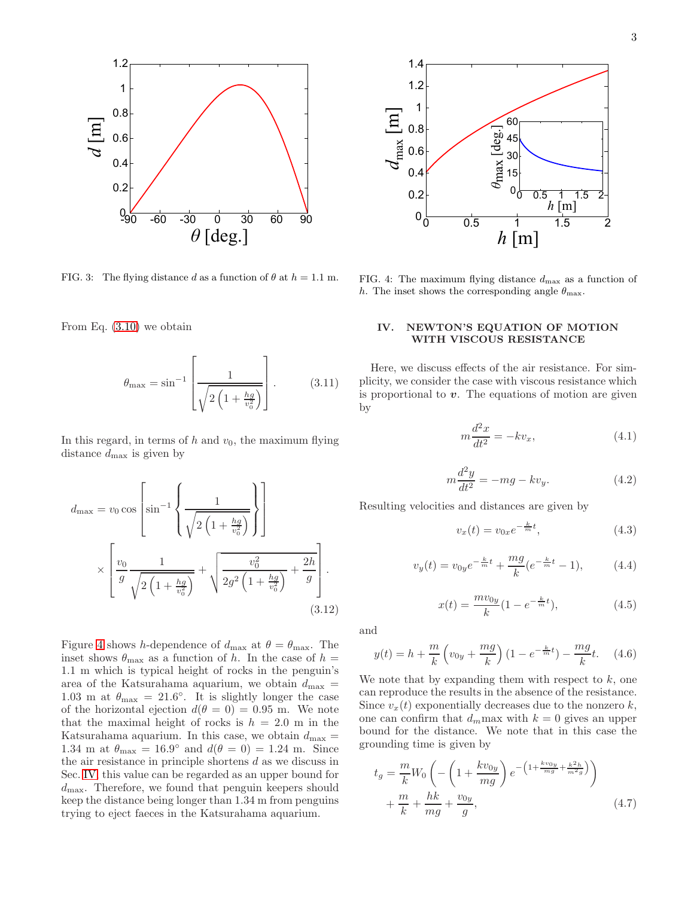FIG. 3: The flying distance $d$ as a function of $\theta$ at $h = 1.1$ m.

FIG. 4: The maximum flying distance $d_{\max}$ as a function of $h$. The inset shows the corresponding angle $\theta_{\max}$.

From Eq. (3.10) we obtain

$$\theta_{\max} = \sin^{-1}\left[\frac{1}{\sqrt{2\left(1+\frac{hg}{v_0^2}\right)}}\right]. \tag{3.11}$$

In this regard, in terms of $h$ and $v_0$, the maximum flying distance $d_{\max}$ is given by

$$d_{\max} = v_0 \cos\left[\sin^{-1}\left\{\frac{1}{\sqrt{2\left(1+\frac{hg}{v_0^2}\right)}}\right\}\right] \times \left[\frac{v_0}{g}\frac{1}{\sqrt{2\left(1+\frac{hg}{v_0^2}\right)}} + \sqrt{\frac{v_0^2}{2g^2\left(1+\frac{hg}{v_0^2}\right)} + \frac{2h}{g}}\right]. \tag{3.12}$$

Figure 4 shows $h$-dependence of $d_{\max}$ at $\theta = \theta_{\max}$. The inset shows $\theta_{\max}$ as a function of $h$. In the case of $h = 1.1$ m which is typical height of rocks in the penguin's area of the Katsurahama aquarium, we obtain $d_{\max} = 1.03$ m at $\theta_{\max} = 21.6^{\circ}$. It is slightly longer the case of the horizontal ejection $d(\theta = 0) = 0.95$ m. We note that the maximal height of rocks is $h = 2.0$ m in the Katsurahama aquarium. In this case, we obtain $d_{\max} = 1.34$ m at $\theta_{\max} = 16.9^{\circ}$ and $d(\theta = 0) = 1.24$ m. Since the air resistance in principle shortens $d$ as we discuss in Sec. IV, this value can be regarded as an upper bound for $d_{\max}$. Therefore, we found that penguin keepers should keep the distance being longer than 1.34 m from penguins trying to eject faeces in the Katsurahama aquarium.

## IV. NEWTON'S EQUATION OF MOTION WITH VISCOUS RESISTANCE

Here, we discuss effects of the air resistance. For simplicity, we consider the case with viscous resistance which is proportional to $\boldsymbol{v}$. The equations of motion are given by

$$m\frac{d^2x}{dt^2} = -kv_x, \tag{4.1}$$

$$m\frac{d^2y}{dt^2} = -mg - kv_y. \tag{4.2}$$

Resulting velocities and distances are given by

$$v_x(t) = v_{0x}e^{-\frac{k}{m}t}, \tag{4.3}$$

$$v_y(t) = v_{0y}e^{-\frac{k}{m}t} + \frac{mg}{k}(e^{-\frac{k}{m}t} - 1), \tag{4.4}$$

$$x(t) = \frac{mv_{0y}}{k}(1 - e^{-\frac{k}{m}t}), \tag{4.5}$$

and

$$y(t) = h + \frac{m}{k}\left(v_{0y} + \frac{mg}{k}\right)(1 - e^{-\frac{k}{m}t}) - \frac{mg}{k}t. \tag{4.6}$$

We note that by expanding them with respect to $k$, one can reproduce the results in the absence of the resistance. Since $v_x(t)$ exponentially decreases due to the nonzero $k$, one can confirm that $d_m$max with $k = 0$ gives an upper bound for the distance. We note that in this case the grounding time is given by

$$t_g = \frac{m}{k}W_0\left(-\left(1 + \frac{kv_{0y}}{mg}\right)e^{-\left(1+\frac{kv_{0y}}{mg}+\frac{k^2h}{m^2g}\right)}\right) + \frac{m}{k} + \frac{hk}{mg} + \frac{v_{0y}}{g}, \tag{4.7}$$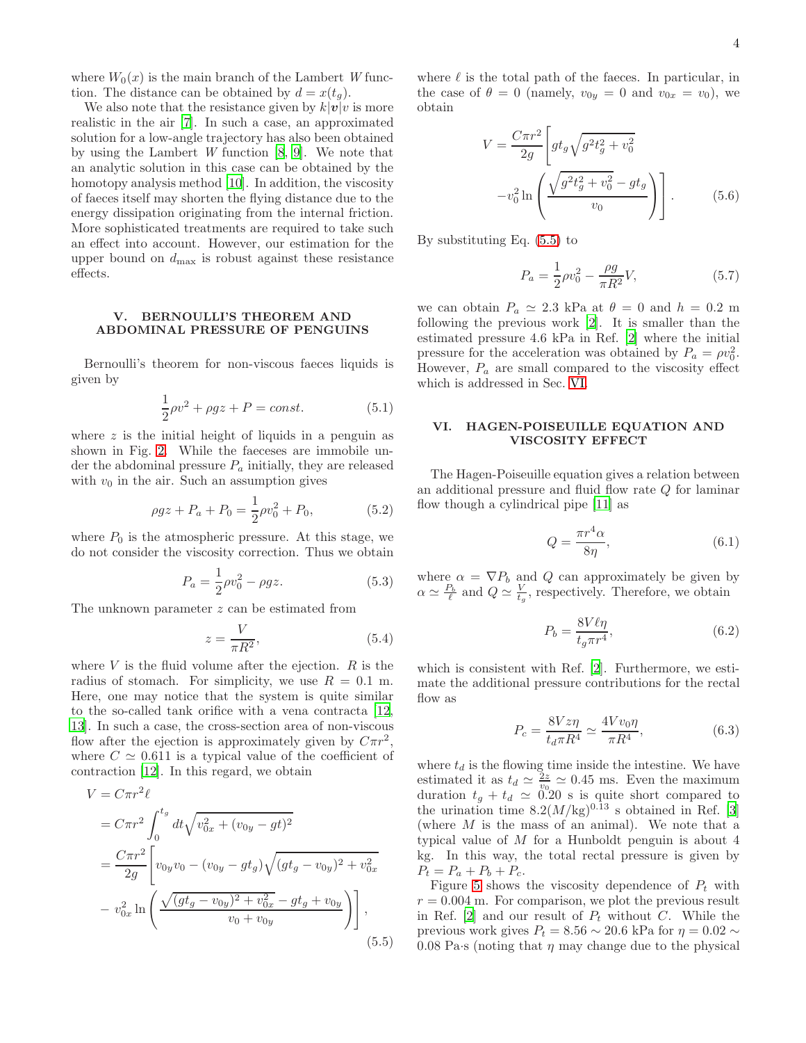where $W_0(x)$ is the main branch of the Lambert $W$ function. The distance can be obtained by $d = x(t_g)$.

We also note that the resistance given by $k|\boldsymbol{v}|v$ is more realistic in the air [7]. In such a case, an approximated solution for a low-angle trajectory has also been obtained by using the Lambert $W$ function [8, 9]. We note that an analytic solution in this case can be obtained by the homotopy analysis method [10]. In addition, the viscosity of faeces itself may shorten the flying distance due to the energy dissipation originating from the internal friction. More sophisticated treatments are required to take such an effect into account. However, our estimation for the upper bound on $d_{\max}$ is robust against these resistance effects.

## V. BERNOULLI'S THEOREM AND ABDOMINAL PRESSURE OF PENGUINS

Bernoulli's theorem for non-viscous faeces liquids is given by

$$\frac{1}{2}\rho v^2 + \rho g z + P = const. \tag{5.1}$$

where $z$ is the initial height of liquids in a penguin as shown in Fig. 2. While the faeceses are immobile under the abdominal pressure $P_a$ initially, they are released with $v_0$ in the air. Such an assumption gives

$$\rho g z + P_a + P_0 = \frac{1}{2}\rho v_0^2 + P_0, \tag{5.2}$$

where $P_0$ is the atmospheric pressure. At this stage, we do not consider the viscosity correction. Thus we obtain

$$P_a = \frac{1}{2}\rho v_0^2 - \rho g z. \tag{5.3}$$

The unknown parameter $z$ can be estimated from

$$z = \frac{V}{\pi R^2}, \tag{5.4}$$

where $V$ is the fluid volume after the ejection. $R$ is the radius of stomach. For simplicity, we use $R = 0.1$ m. Here, one may notice that the system is quite similar to the so-called tank orifice with a vena contracta [12, 13]. In such a case, the cross-section area of non-viscous flow after the ejection is approximately given by $C\pi r^2$, where $C \simeq 0.611$ is a typical value of the coefficient of contraction [12]. In this regard, we obtain

$$\begin{aligned}
V &= C\pi r^2 \ell \\
&= C\pi r^2 \int_0^{t_g} dt \sqrt{v_{0x}^2 + (v_{0y} - gt)^2} \\
&= \frac{C\pi r^2}{2g}\left[ v_{0y}v_0 - (v_{0y} - gt_g)\sqrt{(gt_g - v_{0y})^2 + v_{0x}^2} \right. \\
&\quad \left. - v_{0x}^2 \ln\left( \frac{\sqrt{(gt_g - v_{0y})^2 + v_{0x}^2} - gt_g + v_{0y}}{v_0 + v_{0y}} \right) \right],
\end{aligned} \tag{5.5}$$

where $\ell$ is the total path of the faeces. In particular, in the case of $\theta = 0$ (namely, $v_{0y} = 0$ and $v_{0x} = v_0$), we obtain

$$\begin{aligned}
V = \frac{C\pi r^2}{2g} &\left[ gt_g \sqrt{g^2 t_g^2 + v_0^2} \right. \\
&\left. - v_0^2 \ln\left( \frac{\sqrt{g^2 t_g^2 + v_0^2} - gt_g}{v_0} \right) \right].
\end{aligned} \tag{5.6}$$

By substituting Eq. (5.5) to

$$P_a = \frac{1}{2}\rho v_0^2 - \frac{\rho g}{\pi R^2} V, \tag{5.7}$$

we can obtain $P_a \simeq 2.3$ kPa at $\theta = 0$ and $h = 0.2$ m following the previous work [2]. It is smaller than the estimated pressure 4.6 kPa in Ref. [2] where the initial pressure for the acceleration was obtained by $P_a = \rho v_0^2$. However, $P_a$ are small compared to the viscosity effect which is addressed in Sec. VI.

## VI. HAGEN-POISEUILLE EQUATION AND VISCOSITY EFFECT

The Hagen-Poiseuille equation gives a relation between an additional pressure and fluid flow rate $Q$ for laminar flow though a cylindrical pipe [11] as

$$Q = \frac{\pi r^4 \alpha}{8\eta}, \tag{6.1}$$

where $\alpha = \nabla P_b$ and $Q$ can approximately be given by $\alpha \simeq \frac{P_b}{\ell}$ and $Q \simeq \frac{V}{t_g}$, respectively. Therefore, we obtain

$$P_b = \frac{8V\ell\eta}{t_g \pi r^4}, \tag{6.2}$$

which is consistent with Ref. [2]. Furthermore, we estimate the additional pressure contributions for the rectal flow as

$$P_c = \frac{8Vz\eta}{t_d \pi R^4} \simeq \frac{4V v_0 \eta}{\pi R^4}, \tag{6.3}$$

where $t_d$ is the flowing time inside the intestine. We have estimated it as $t_d \simeq \frac{2z}{v_0} \simeq 0.45$ ms. Even the maximum duration $t_g + t_d \simeq 0.20$ s is quite short compared to the urination time $8.2(M/\text{kg})^{0.13}$ s obtained in Ref. [3] (where $M$ is the mass of an animal). We note that a typical value of $M$ for a Humboldt penguin is about 4 kg. In this way, the total rectal pressure is given by $P_t = P_a + P_b + P_c$.

Figure 5 shows the viscosity dependence of $P_t$ with $r = 0.004$ m. For comparison, we plot the previous result in Ref. [2] and our result of $P_t$ without $C$. While the previous work gives $P_t = 8.56 \sim 20.6$ kPa for $\eta = 0.02 \sim 0.08$ Pa·s (noting that $\eta$ may change due to the physical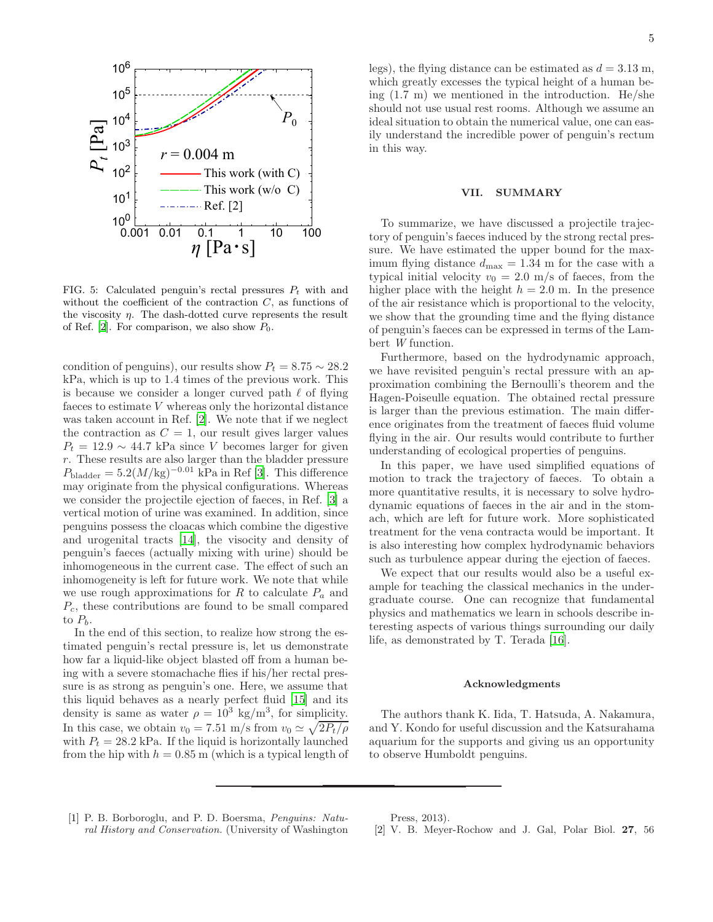FIG. 5: Calculated penguin's rectal pressures $P_t$ with and without the coefficient of the contraction $C$, as functions of the viscosity $\eta$. The dash-dotted curve represents the result of Ref. [2]. For comparison, we also show $P_0$.

condition of penguins), our results show $P_t = 8.75 \sim 28.2$ kPa, which is up to 1.4 times of the previous work. This is because we consider a longer curved path $\ell$ of flying faeces to estimate $V$ whereas only the horizontal distance was taken account in Ref. [2]. We note that if we neglect the contraction as $C = 1$, our result gives larger values $P_t = 12.9 \sim 44.7$ kPa since $V$ becomes larger for given $r$. These results are also larger than the bladder pressure $P_{\rm bladder} = 5.2(M/{\rm kg})^{-0.01}$ kPa in Ref [3]. This difference may originate from the physical configurations. Whereas we consider the projectile ejection of faeces, in Ref. [3] a vertical motion of urine was examined. In addition, since penguins possess the cloacas which combine the digestive and urogenital tracts [14], the visicity and density of penguin's faeces (actually mixing with urine) should be inhomogeneous in the current case. The effect of such an inhomogeneity is left for future work. We note that while we use rough approximations for $R$ to calculate $P_a$ and $P_c$, these contributions are found to be small compared to $P_b$.

In the end of this section, to realize how strong the estimated penguin's rectal pressure is, let us demonstrate how far a liquid-like object blasted off from a human being with a severe stomachache flies if his/her rectal pressure is as strong as penguin's one. Here, we assume that this liquid behaves as a nearly perfect fluid [15] and its density is same as water $\rho = 10^3$ kg/m$^3$, for simplicity. In this case, we obtain $v_0 = 7.51$ m/s from $v_0 \simeq \sqrt{2P_t/\rho}$ with $P_t = 28.2$ kPa. If the liquid is horizontally launched from the hip with $h = 0.85$ m (which is a typical length of legs), the flying distance can be estimated as $d = 3.13$ m, which greatly excesses the typical height of a human being (1.7 m) we mentioned in the introduction. He/she should not use usual rest rooms. Although we assume an ideal situation to obtain the numerical value, one can easily understand the incredible power of penguin's rectum in this way.

## VII. SUMMARY

To summarize, we have discussed a projectile trajectory of penguin's faeces induced by the strong rectal pressure. We have estimated the upper bound for the maximum flying distance $d_{\rm max} = 1.34$ m for the case with a typical initial velocity $v_0 = 2.0$ m/s of faeces, from the higher place with the height $h = 2.0$ m. In the presence of the air resistance which is proportional to the velocity, we show that the grounding time and the flying distance of penguin's faeces can be expressed in terms of the Lambert $W$ function.

Furthermore, based on the hydrodynamic approach, we have revisited penguin's rectal pressure with an approximation combining the Bernoulli's theorem and the Hagen-Poiseulle equation. The obtained rectal pressure is larger than the previous estimation. The main difference originates from the treatment of faeces fluid volume flying in the air. Our results would contribute to further understanding of ecological properties of penguins.

In this paper, we have used simplified equations of motion to track the trajectory of faeces. To obtain a more quantitative results, it is necessary to solve hydrodynamic equations of faeces in the air and in the stomach, which are left for future work. More sophisticated treatment for the vena contracta would be important. It is also interesting how complex hydrodynamic behaviors such as turbulence appear during the ejection of faeces.

We expect that our results would also be a useful example for teaching the classical mechanics in the undergraduate course. One can recognize that fundamental physics and mathematics we learn in schools describe interesting aspects of various things surrounding our daily life, as demonstrated by T. Terada [16].

### Acknowledgments

The authors thank K. Iida, T. Hatsuda, A. Nakamura, and Y. Kondo for useful discussion and the Katsurahama aquarium for the supports and giving us an opportunity to observe Humboldt penguins.

---

[1] P. B. Borboroglu, and P. D. Boersma, *Penguins: Natural History and Conservation.* (University of Washington Press, 2013).

[2] V. B. Meyer-Rochow and J. Gal, Polar Biol. **27**, 56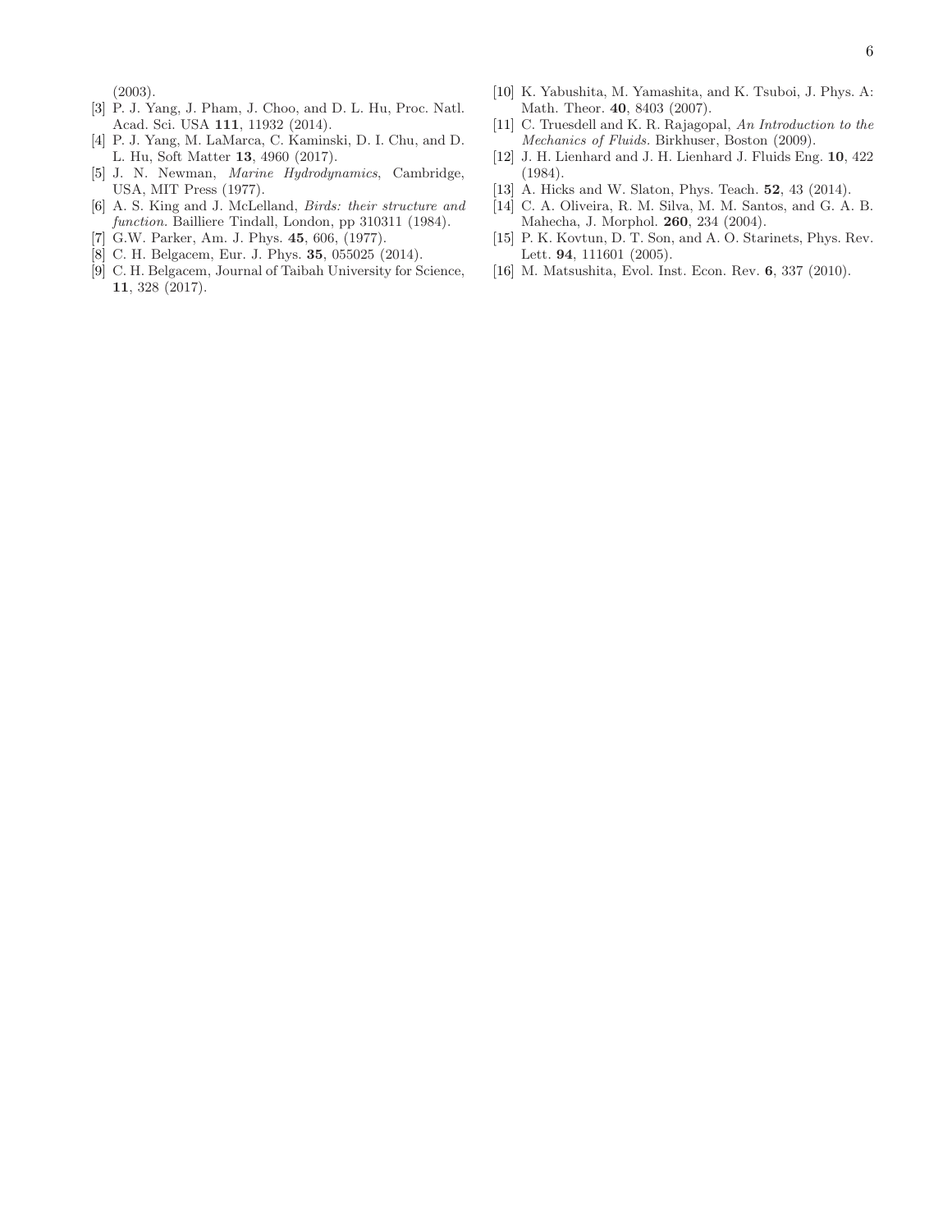(2003).

[3] P. J. Yang, J. Pham, J. Choo, and D. L. Hu, Proc. Natl. Acad. Sci. USA **111**, 11932 (2014).

[4] P. J. Yang, M. LaMarca, C. Kaminski, D. I. Chu, and D. L. Hu, Soft Matter **13**, 4960 (2017).

[5] J. N. Newman, *Marine Hydrodynamics*, Cambridge, USA, MIT Press (1977).

[6] A. S. King and J. McLelland, *Birds: their structure and function*. Bailliere Tindall, London, pp 310311 (1984).

[7] G.W. Parker, Am. J. Phys. **45**, 606, (1977).

[8] C. H. Belgacem, Eur. J. Phys. **35**, 055025 (2014).

[9] C. H. Belgacem, Journal of Taibah University for Science, **11**, 328 (2017).

[10] K. Yabushita, M. Yamashita, and K. Tsuboi, J. Phys. A: Math. Theor. **40**, 8403 (2007).

[11] C. Truesdell and K. R. Rajagopal, *An Introduction to the Mechanics of Fluids*. Birkhuser, Boston (2009).

[12] J. H. Lienhard and J. H. Lienhard J. Fluids Eng. **10**, 422 (1984).

[13] A. Hicks and W. Slaton, Phys. Teach. **52**, 43 (2014).

[14] C. A. Oliveira, R. M. Silva, M. M. Santos, and G. A. B. Mahecha, J. Morphol. **260**, 234 (2004).

[15] P. K. Kovtun, D. T. Son, and A. O. Starinets, Phys. Rev. Lett. **94**, 111601 (2005).

[16] M. Matsushita, Evol. Inst. Econ. Rev. **6**, 337 (2010).